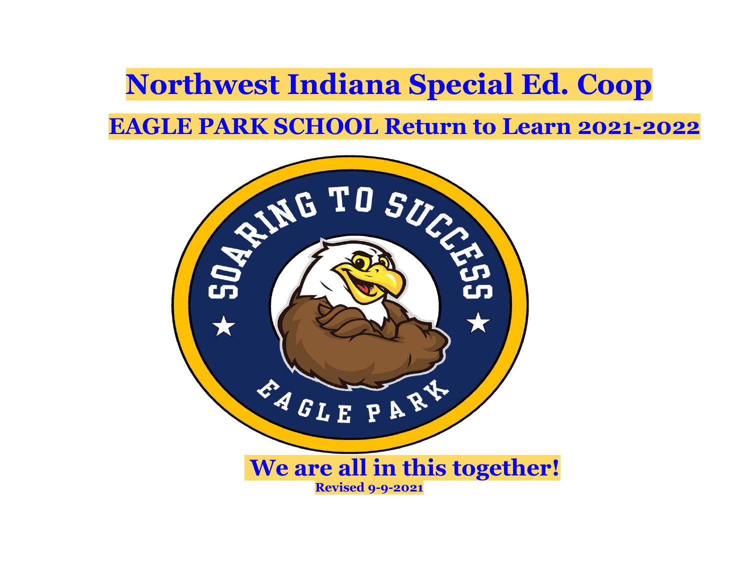# Northwest Indiana Special Ed. Coop

## EAGLE PARK SCHOOL Return to Learn 2021-2022

**We are all in this together!**

**Revised 9-9-2021**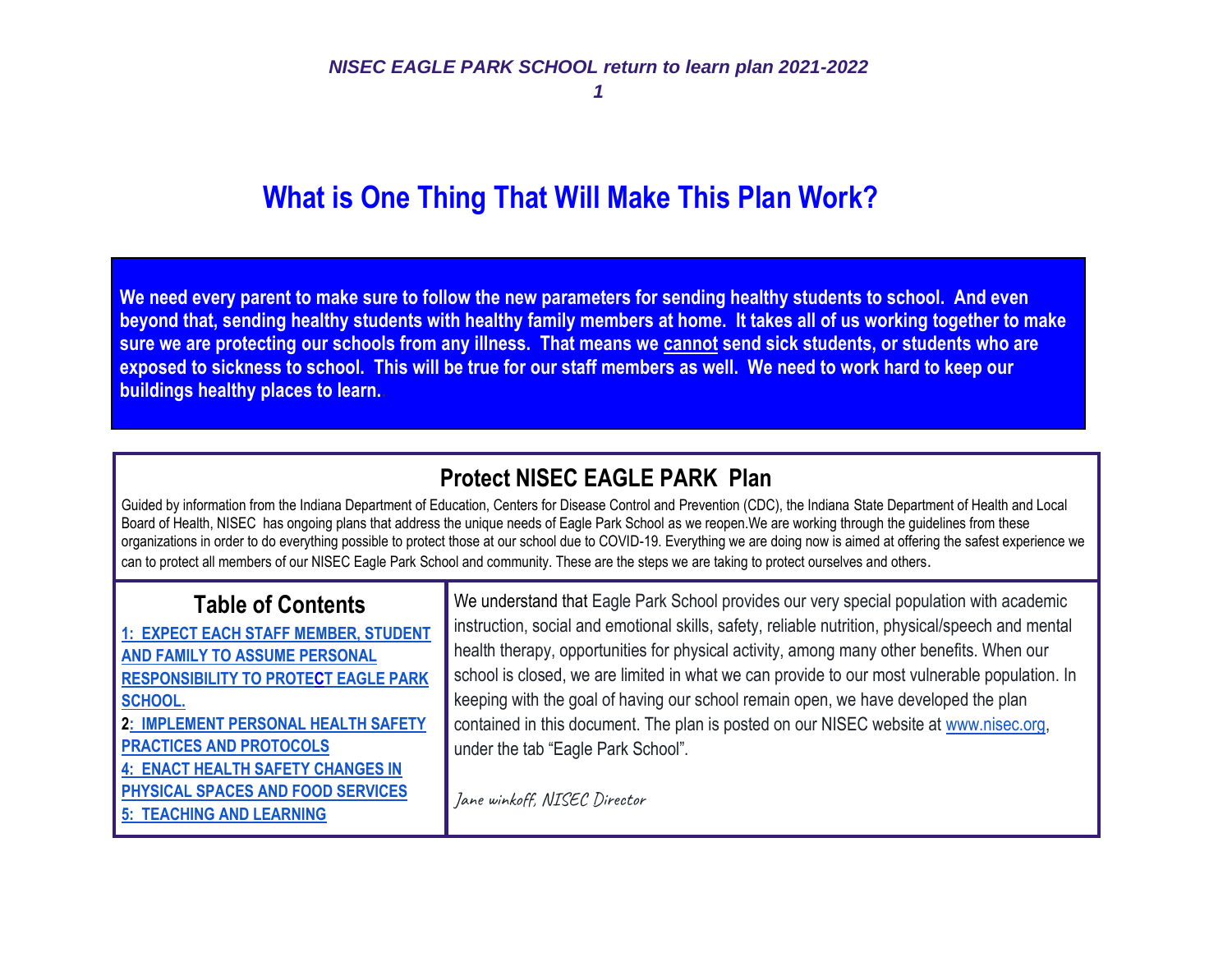# What is One Thing That Will Make This Plan Work?

**We need every parent to make sure to follow the new parameters for sending healthy students to school. And even beyond that, sending healthy students with healthy family members at home. It takes all of us working together to make sure we are protecting our schools from any illness. That means we cannot send sick students, or students who are exposed to sickness to school. This will be true for our staff members as well. We need to work hard to keep our buildings healthy places to learn.**

## Protect NISEC EAGLE PARK Plan

Guided by information from the Indiana Department of Education, Centers for Disease Control and Prevention (CDC), the Indiana State Department of Health and Local Board of Health, NISEC has ongoing plans that address the unique needs of Eagle Park School as we reopen.We are working through the guidelines from these organizations in order to do everything possible to protect those at our school due to COVID-19. Everything we are doing now is aimed at offering the safest experience we can to protect all members of our NISEC Eagle Park School and community. These are the steps we are taking to protect ourselves and others.

### Table of Contents

1: EXPECT EACH STAFF MEMBER, STUDENT AND FAMILY TO ASSUME PERSONAL RESPONSIBILITY TO PROTECT EAGLE PARK SCHOOL.

2: IMPLEMENT PERSONAL HEALTH SAFETY PRACTICES AND PROTOCOLS

4: ENACT HEALTH SAFETY CHANGES IN PHYSICAL SPACES AND FOOD SERVICES

5: TEACHING AND LEARNING

We understand that Eagle Park School provides our very special population with academic instruction, social and emotional skills, safety, reliable nutrition, physical/speech and mental health therapy, opportunities for physical activity, among many other benefits. When our school is closed, we are limited in what we can provide to our most vulnerable population. In keeping with the goal of having our school remain open, we have developed the plan contained in this document. The plan is posted on our NISEC website at www.nisec.org, under the tab "Eagle Park School".

*Jane winkoff, NISEC Director*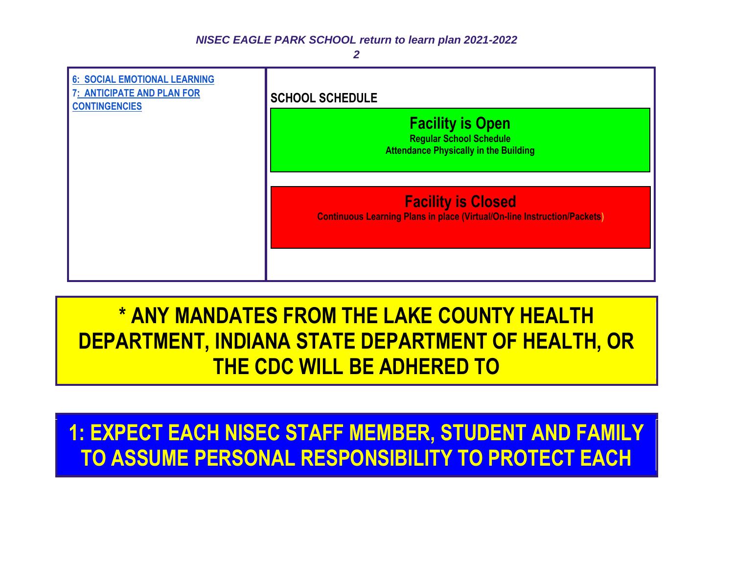| 6: SOCIAL EMOTIONAL LEARNING<br>7: ANTICIPATE AND PLAN FOR CONTINGENCIES | **SCHOOL SCHEDULE**<br><br>**Facility is Open**<br>**Regular School Schedule**<br>**Attendance Physically in the Building**<br><br>**Facility is Closed**<br>**Continuous Learning Plans in place (Virtual/On-line Instruction/Packets)** |
|---|---|

**\* ANY MANDATES FROM THE LAKE COUNTY HEALTH DEPARTMENT, INDIANA STATE DEPARTMENT OF HEALTH, OR THE CDC WILL BE ADHERED TO**

## 1: EXPECT EACH NISEC STAFF MEMBER, STUDENT AND FAMILY TO ASSUME PERSONAL RESPONSIBILITY TO PROTECT EACH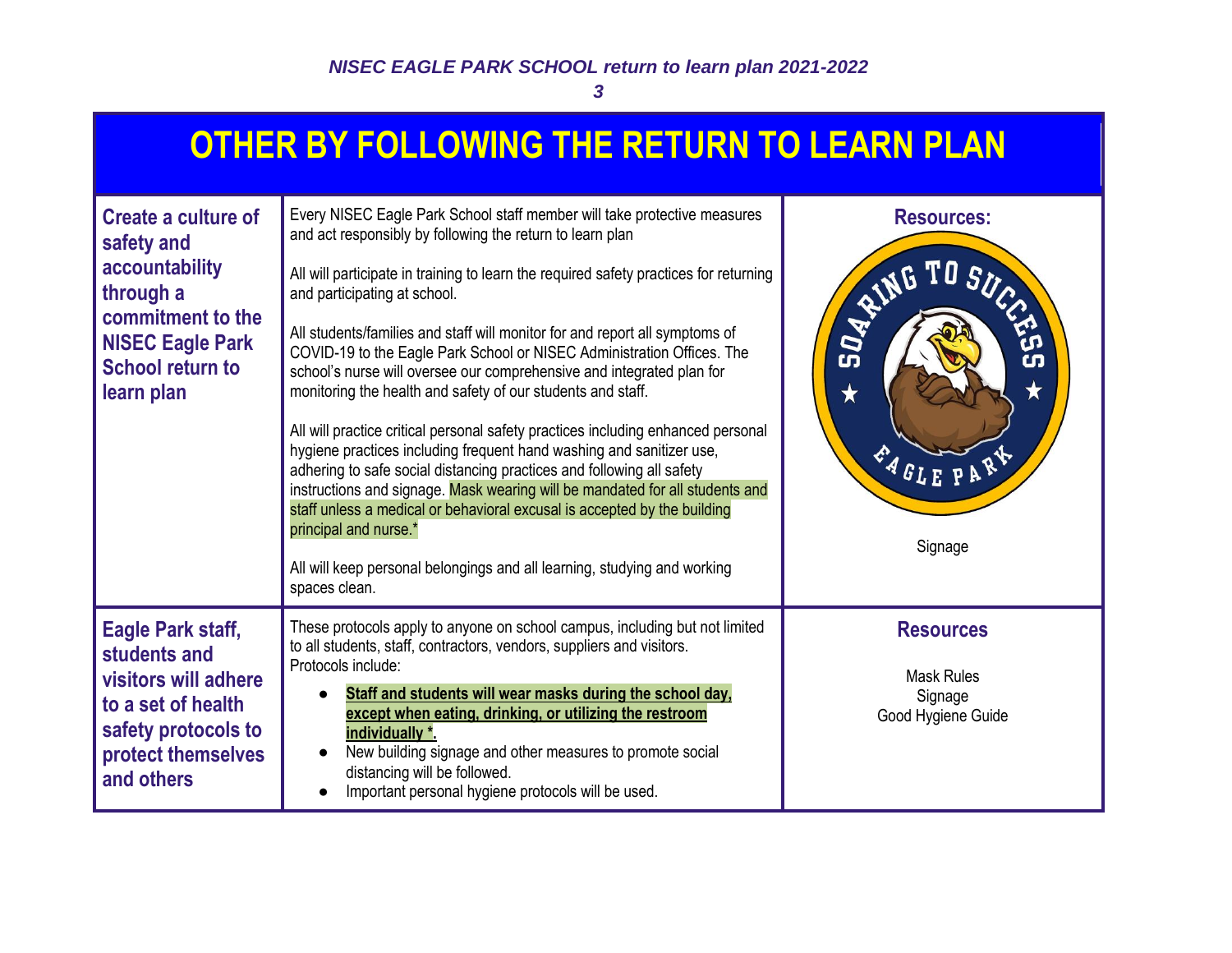## OTHER BY FOLLOWING THE RETURN TO LEARN PLAN

| | | |
|---|---|---|
| **Create a culture of safety and accountability through a commitment to the NISEC Eagle Park School return to learn plan** | Every NISEC Eagle Park School staff member will take protective measures and act responsibly by following the return to learn plan<br><br>All will participate in training to learn the required safety practices for returning and participating at school.<br><br>All students/families and staff will monitor for and report all symptoms of COVID-19 to the Eagle Park School or NISEC Administration Offices. The school's nurse will oversee our comprehensive and integrated plan for monitoring the health and safety of our students and staff.<br><br>All will practice critical personal safety practices including enhanced personal hygiene practices including frequent hand washing and sanitizer use, adhering to safe social distancing practices and following all safety instructions and signage. Mask wearing will be mandated for all students and staff unless a medical or behavioral excusal is accepted by the building principal and nurse.*<br><br>All will keep personal belongings and all learning, studying and working spaces clean. | **Resources:**<br><br>Signage |
| **Eagle Park staff, students and visitors will adhere to a set of health safety protocols to protect themselves and others** | These protocols apply to anyone on school campus, including but not limited to all students, staff, contractors, vendors, suppliers and visitors.<br>Protocols include:<br>• **Staff and students will wear masks during the school day, except when eating, drinking, or utilizing the restroom individually *.**<br>• New building signage and other measures to promote social distancing will be followed.<br>• Important personal hygiene protocols will be used. | **Resources**<br><br>Mask Rules<br>Signage<br>Good Hygiene Guide |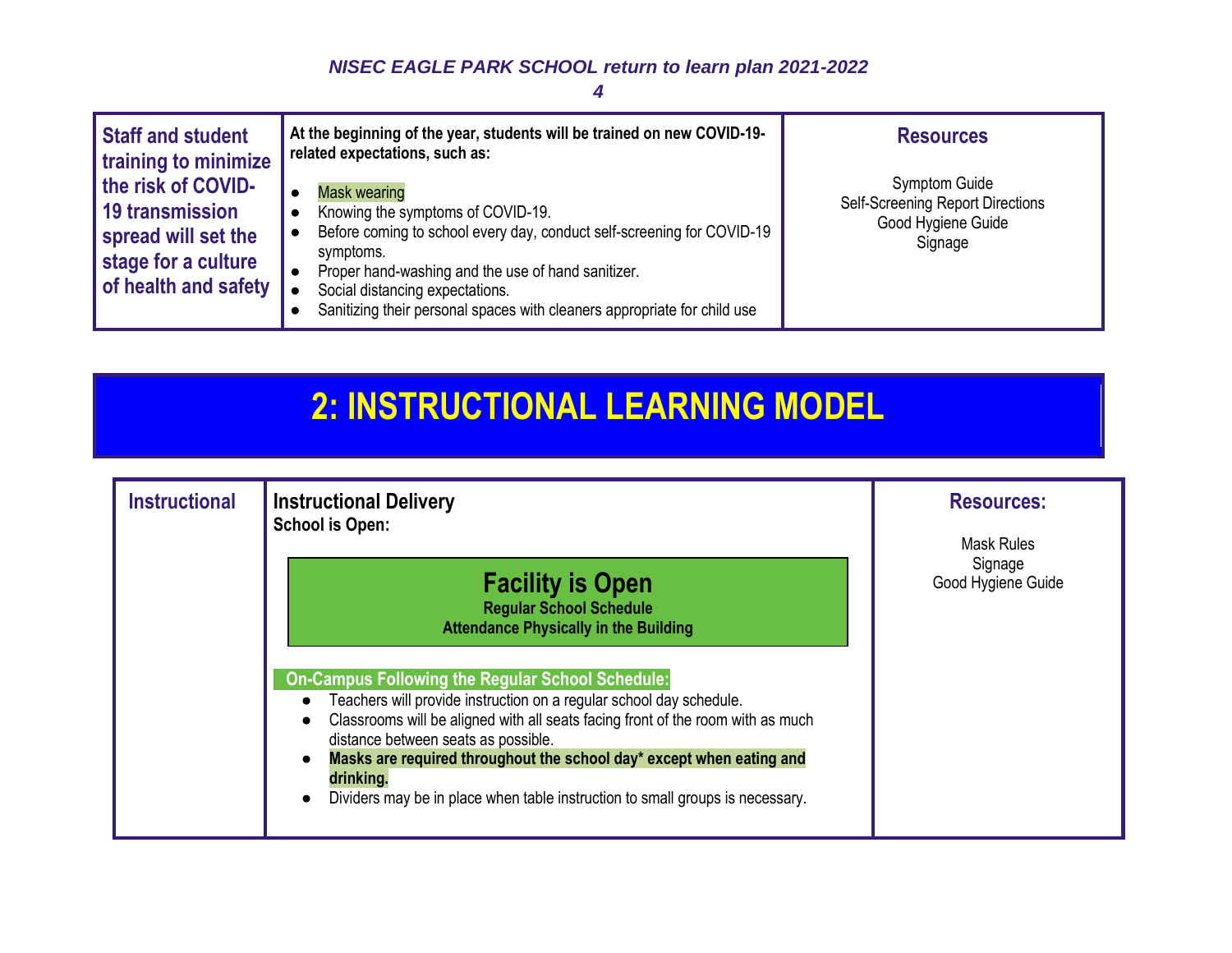| Staff and student training to minimize the risk of COVID-19 transmission spread will set the stage for a culture of health and safety | **At the beginning of the year, students will be trained on new COVID-19-related expectations, such as:**<br>● Mask wearing<br>● Knowing the symptoms of COVID-19.<br>● Before coming to school every day, conduct self-screening for COVID-19 symptoms.<br>● Proper hand-washing and the use of hand sanitizer.<br>● Social distancing expectations.<br>● Sanitizing their personal spaces with cleaners appropriate for child use | **Resources**<br><br>Symptom Guide<br>Self-Screening Report Directions<br>Good Hygiene Guide<br>Signage |
|---|---|---|

# 2: INSTRUCTIONAL LEARNING MODEL

| Instructional | **Instructional Delivery**<br>**School is Open:**<br><br>**Facility is Open**<br>**Regular School Schedule**<br>**Attendance Physically in the Building**<br><br>**On-Campus Following the Regular School Schedule:**<br>● Teachers will provide instruction on a regular school day schedule.<br>● Classrooms will be aligned with all seats facing front of the room with as much distance between seats as possible.<br>● **Masks are required throughout the school day* except when eating and drinking.**<br>● Dividers may be in place when table instruction to small groups is necessary. | **Resources:**<br><br>Mask Rules<br>Signage<br>Good Hygiene Guide |
|---|---|---|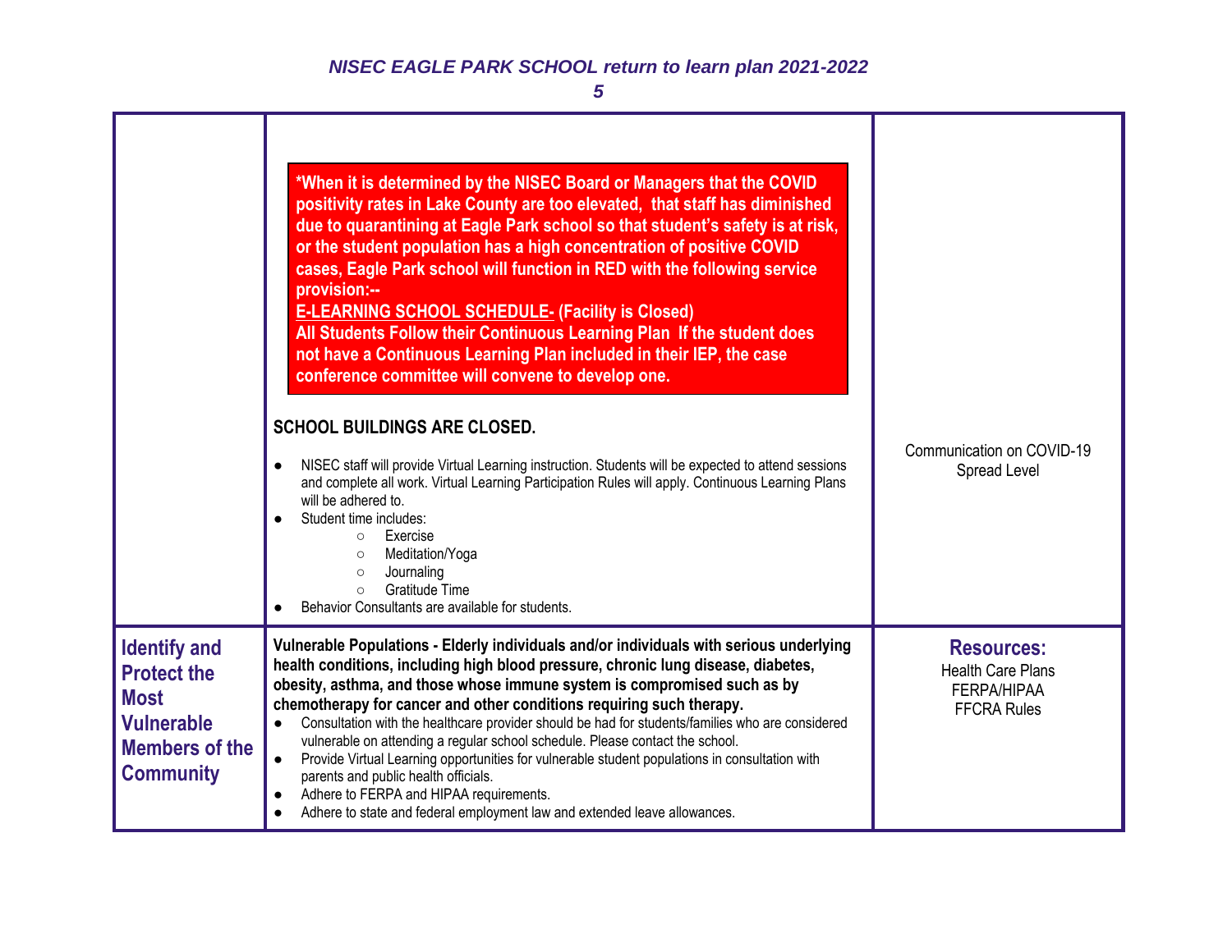| | | |
|---|---|---|
| | ***When it is determined by the NISEC Board or Managers that the COVID positivity rates in Lake County are too elevated, that staff has diminished due to quarantining at Eagle Park school so that student's safety is at risk, or the student population has a high concentration of positive COVID cases, Eagle Park school will function in RED with the following service provision:--** <br> **<u>E-LEARNING SCHOOL SCHEDULE-</u> (Facility is Closed)** <br> **All Students Follow their Continuous Learning Plan If the student does not have a Continuous Learning Plan included in their IEP, the case conference committee will convene to develop one.** <br><br> **SCHOOL BUILDINGS ARE CLOSED.** <br> ● NISEC staff will provide Virtual Learning instruction. Students will be expected to attend sessions and complete all work. Virtual Learning Participation Rules will apply. Continuous Learning Plans will be adhered to. <br> ● Student time includes: <br> ○ Exercise <br> ○ Meditation/Yoga <br> ○ Journaling <br> ○ Gratitude Time <br> ● Behavior Consultants are available for students. | Communication on COVID-19 Spread Level |
| **Identify and Protect the Most Vulnerable Members of the Community** | **Vulnerable Populations - Elderly individuals and/or individuals with serious underlying health conditions, including high blood pressure, chronic lung disease, diabetes, obesity, asthma, and those whose immune system is compromised such as by chemotherapy for cancer and other conditions requiring such therapy.** <br> ● Consultation with the healthcare provider should be had for students/families who are considered vulnerable on attending a regular school schedule. Please contact the school. <br> ● Provide Virtual Learning opportunities for vulnerable student populations in consultation with parents and public health officials. <br> ● Adhere to FERPA and HIPAA requirements. <br> ● Adhere to state and federal employment law and extended leave allowances. | **Resources:** <br> Health Care Plans <br> FERPA/HIPAA <br> FFCRA Rules |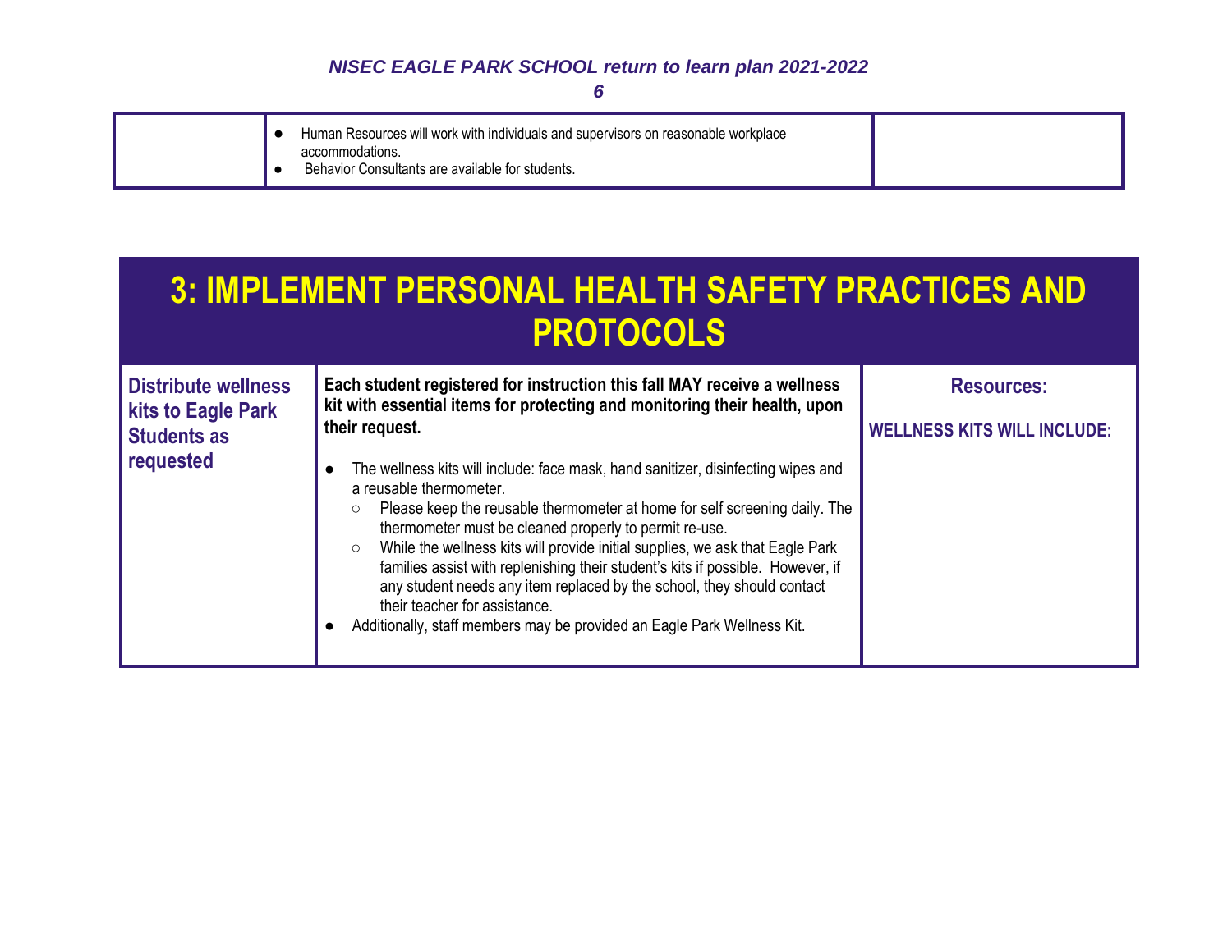| | | |
|---|---|---|
| | ● Human Resources will work with individuals and supervisors on reasonable workplace accommodations.<br>● Behavior Consultants are available for students. | |

# 3: IMPLEMENT PERSONAL HEALTH SAFETY PRACTICES AND PROTOCOLS

| | | |
|---|---|---|
| **Distribute wellness kits to Eagle Park Students as requested** | **Each student registered for instruction this fall MAY receive a wellness kit with essential items for protecting and monitoring their health, upon their request.**<br><br>● The wellness kits will include: face mask, hand sanitizer, disinfecting wipes and a reusable thermometer.<br>&nbsp;&nbsp;&nbsp;○ Please keep the reusable thermometer at home for self screening daily. The thermometer must be cleaned properly to permit re-use.<br>&nbsp;&nbsp;&nbsp;○ While the wellness kits will provide initial supplies, we ask that Eagle Park families assist with replenishing their student's kits if possible. However, if any student needs any item replaced by the school, they should contact their teacher for assistance.<br>● Additionally, staff members may be provided an Eagle Park Wellness Kit. | **Resources:**<br><br>**WELLNESS KITS WILL INCLUDE:** |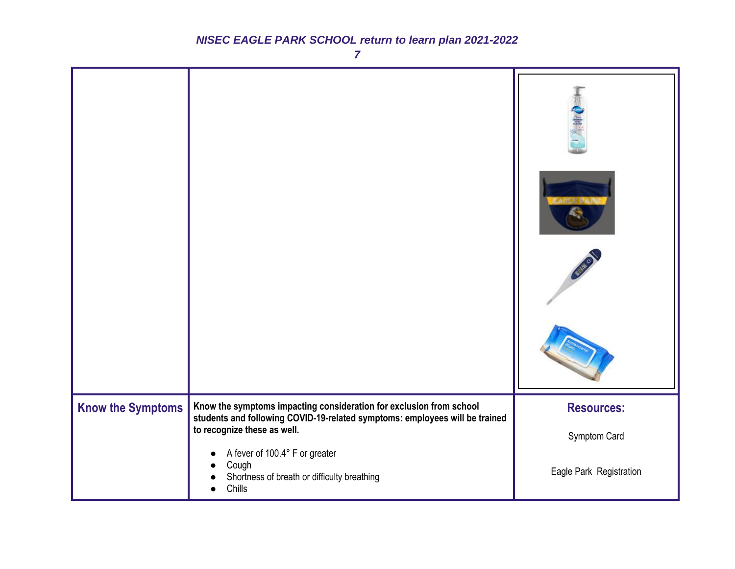| | | |
|---|---|---|
| | | |
| **Know the Symptoms** | **Know the symptoms impacting consideration for exclusion from school students and following COVID-19-related symptoms: employees will be trained to recognize these as well.**<br><br>● A fever of 100.4° F or greater<br>● Cough<br>● Shortness of breath or difficulty breathing<br>● Chills | **Resources:**<br><br>Symptom Card<br><br>Eagle Park Registration |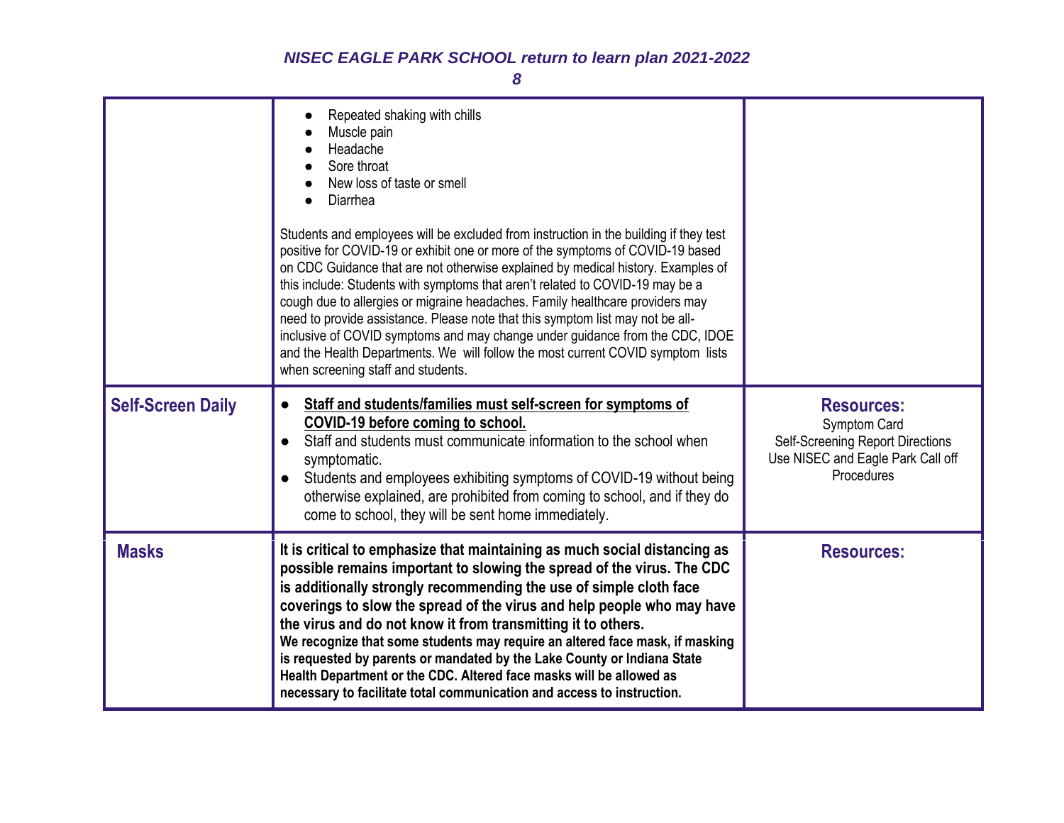| | | |
|---|---|---|
| | • Repeated shaking with chills<br>• Muscle pain<br>• Headache<br>• Sore throat<br>• New loss of taste or smell<br>• Diarrhea<br><br>Students and employees will be excluded from instruction in the building if they test positive for COVID-19 or exhibit one or more of the symptoms of COVID-19 based on CDC Guidance that are not otherwise explained by medical history. Examples of this include: Students with symptoms that aren't related to COVID-19 may be a cough due to allergies or migraine headaches. Family healthcare providers may need to provide assistance. Please note that this symptom list may not be all-inclusive of COVID symptoms and may change under guidance from the CDC, IDOE and the Health Departments. We will follow the most current COVID symptom lists when screening staff and students. | |
| **Self-Screen Daily** | • <u>**Staff and students/families must self-screen for symptoms of COVID-19 before coming to school.**</u><br>• Staff and students must communicate information to the school when symptomatic.<br>• Students and employees exhibiting symptoms of COVID-19 without being otherwise explained, are prohibited from coming to school, and if they do come to school, they will be sent home immediately. | **Resources:**<br>Symptom Card<br>Self-Screening Report Directions<br>Use NISEC and Eagle Park Call off Procedures |
| **Masks** | **It is critical to emphasize that maintaining as much social distancing as possible remains important to slowing the spread of the virus. The CDC is additionally strongly recommending the use of simple cloth face coverings to slow the spread of the virus and help people who may have the virus and do not know it from transmitting it to others.**<br>**We recognize that some students may require an altered face mask, if masking is requested by parents or mandated by the Lake County or Indiana State Health Department or the CDC. Altered face masks will be allowed as necessary to facilitate total communication and access to instruction.** | **Resources:** |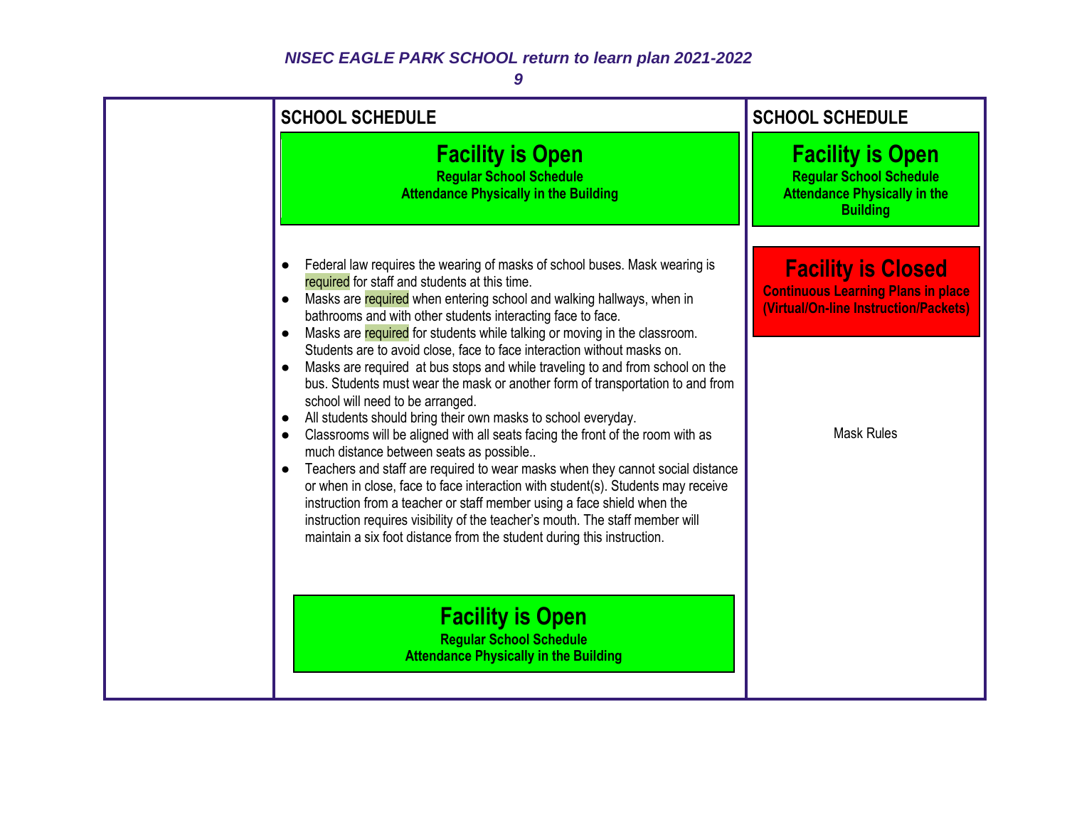| | SCHOOL SCHEDULE | SCHOOL SCHEDULE |
|---|---|---|
| | **Facility is Open**<br>**Regular School Schedule**<br>**Attendance Physically in the Building** | **Facility is Open**<br>**Regular School Schedule**<br>**Attendance Physically in the Building** |
| | ● Federal law requires the wearing of masks of school buses. Mask wearing is required for staff and students at this time.<br>● Masks are required when entering school and walking hallways, when in bathrooms and with other students interacting face to face.<br>● Masks are required for students while talking or moving in the classroom. Students are to avoid close, face to face interaction without masks on.<br>● Masks are required at bus stops and while traveling to and from school on the bus. Students must wear the mask or another form of transportation to and from school will need to be arranged.<br>● All students should bring their own masks to school everyday.<br>● Classrooms will be aligned with all seats facing the front of the room with as much distance between seats as possible..<br>● Teachers and staff are required to wear masks when they cannot social distance or when in close, face to face interaction with student(s). Students may receive instruction from a teacher or staff member using a face shield when the instruction requires visibility of the teacher's mouth. The staff member will maintain a six foot distance from the student during this instruction. | **Facility is Closed**<br>**Continuous Learning Plans in place (Virtual/On-line Instruction/Packets)**<br><br>Mask Rules |
| | **Facility is Open**<br>**Regular School Schedule**<br>**Attendance Physically in the Building** | |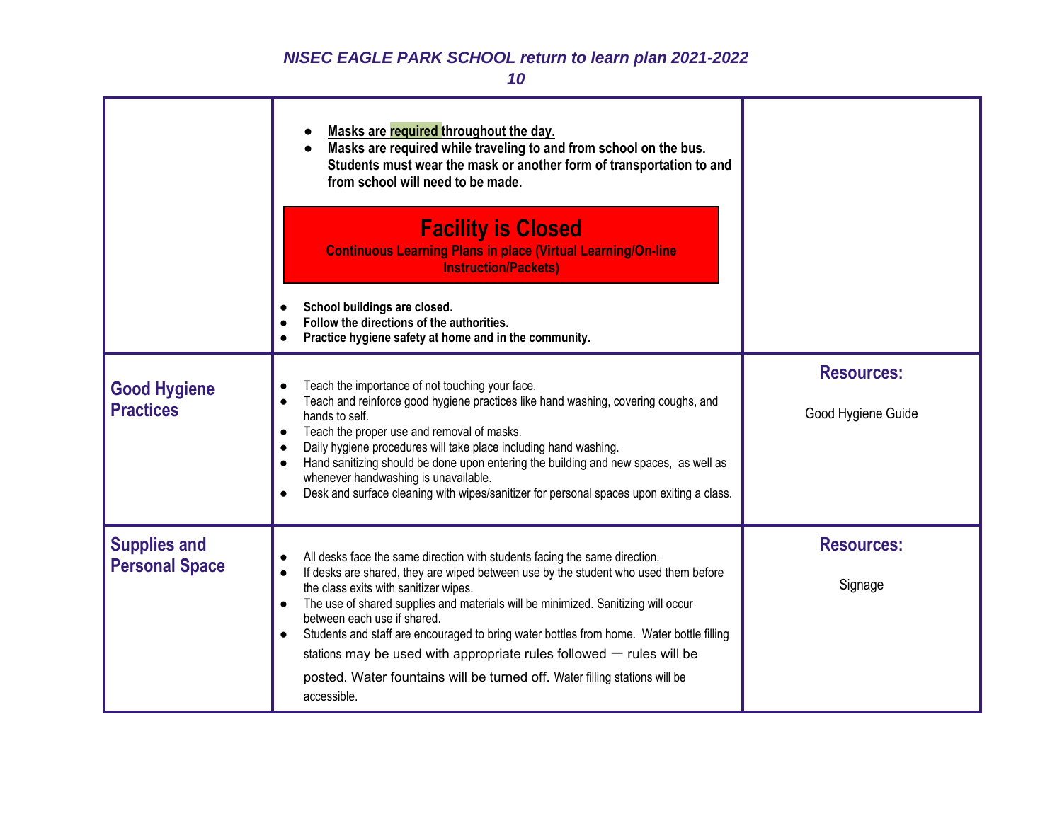| | | |
|---|---|---|
| | • **Masks are required throughout the day.**<br>• **Masks are required while traveling to and from school on the bus. Students must wear the mask or another form of transportation to and from school will need to be made.**<br><br>**Facility is Closed**<br>**Continuous Learning Plans in place (Virtual Learning/On-line Instruction/Packets)**<br><br>• **School buildings are closed.**<br>• **Follow the directions of the authorities.**<br>• **Practice hygiene safety at home and in the community.** | |
| **Good Hygiene Practices** | • Teach the importance of not touching your face.<br>• Teach and reinforce good hygiene practices like hand washing, covering coughs, and hands to self.<br>• Teach the proper use and removal of masks.<br>• Daily hygiene procedures will take place including hand washing.<br>• Hand sanitizing should be done upon entering the building and new spaces, as well as whenever handwashing is unavailable.<br>• Desk and surface cleaning with wipes/sanitizer for personal spaces upon exiting a class. | **Resources:**<br><br>Good Hygiene Guide |
| **Supplies and Personal Space** | • All desks face the same direction with students facing the same direction.<br>• If desks are shared, they are wiped between use by the student who used them before the class exits with sanitizer wipes.<br>• The use of shared supplies and materials will be minimized. Sanitizing will occur between each use if shared.<br>• Students and staff are encouraged to bring water bottles from home. Water bottle filling stations may be used with appropriate rules followed — rules will be posted. Water fountains will be turned off. Water filling stations will be accessible. | **Resources:**<br><br>Signage |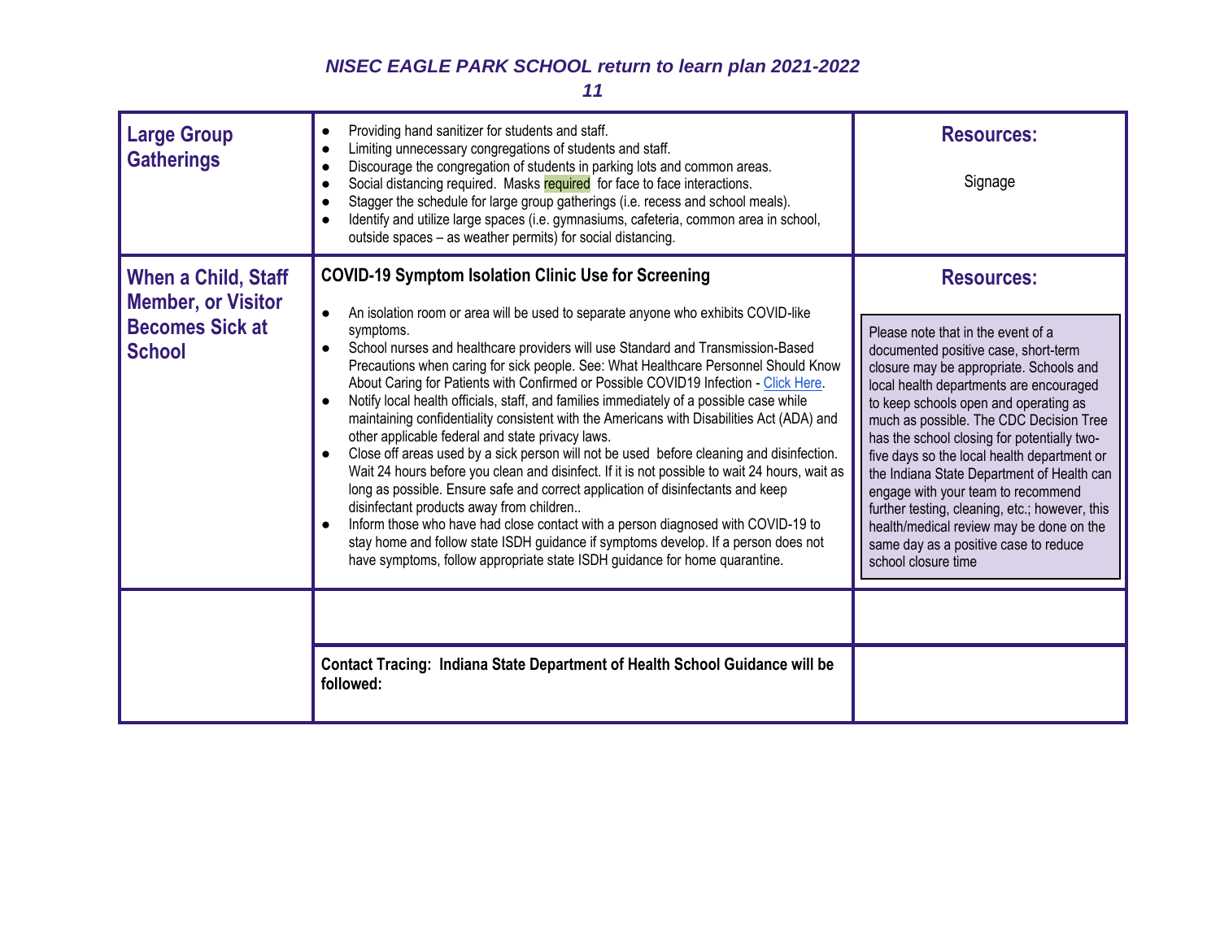| | | |
|---|---|---|
| **Large Group Gatherings** | • Providing hand sanitizer for students and staff.<br>• Limiting unnecessary congregations of students and staff.<br>• Discourage the congregation of students in parking lots and common areas.<br>• Social distancing required. Masks required for face to face interactions.<br>• Stagger the schedule for large group gatherings (i.e. recess and school meals).<br>• Identify and utilize large spaces (i.e. gymnasiums, cafeteria, common area in school, outside spaces – as weather permits) for social distancing. | **Resources:**<br><br>Signage |
| **When a Child, Staff Member, or Visitor Becomes Sick at School** | **COVID-19 Symptom Isolation Clinic Use for Screening**<br><br>• An isolation room or area will be used to separate anyone who exhibits COVID-like symptoms.<br>• School nurses and healthcare providers will use Standard and Transmission-Based Precautions when caring for sick people. See: What Healthcare Personnel Should Know About Caring for Patients with Confirmed or Possible COVID19 Infection - Click Here.<br>• Notify local health officials, staff, and families immediately of a possible case while maintaining confidentiality consistent with the Americans with Disabilities Act (ADA) and other applicable federal and state privacy laws.<br>• Close off areas used by a sick person will not be used before cleaning and disinfection. Wait 24 hours before you clean and disinfect. If it is not possible to wait 24 hours, wait as long as possible. Ensure safe and correct application of disinfectants and keep disinfectant products away from children..<br>• Inform those who have had close contact with a person diagnosed with COVID-19 to stay home and follow state ISDH guidance if symptoms develop. If a person does not have symptoms, follow appropriate state ISDH guidance for home quarantine. | **Resources:**<br><br>Please note that in the event of a documented positive case, short-term closure may be appropriate. Schools and local health departments are encouraged to keep schools open and operating as much as possible. The CDC Decision Tree has the school closing for potentially two-five days so the local health department or the Indiana State Department of Health can engage with your team to recommend further testing, cleaning, etc.; however, this health/medical review may be done on the same day as a positive case to reduce school closure time |
| | | |
| | **Contact Tracing: Indiana State Department of Health School Guidance will be followed:** | |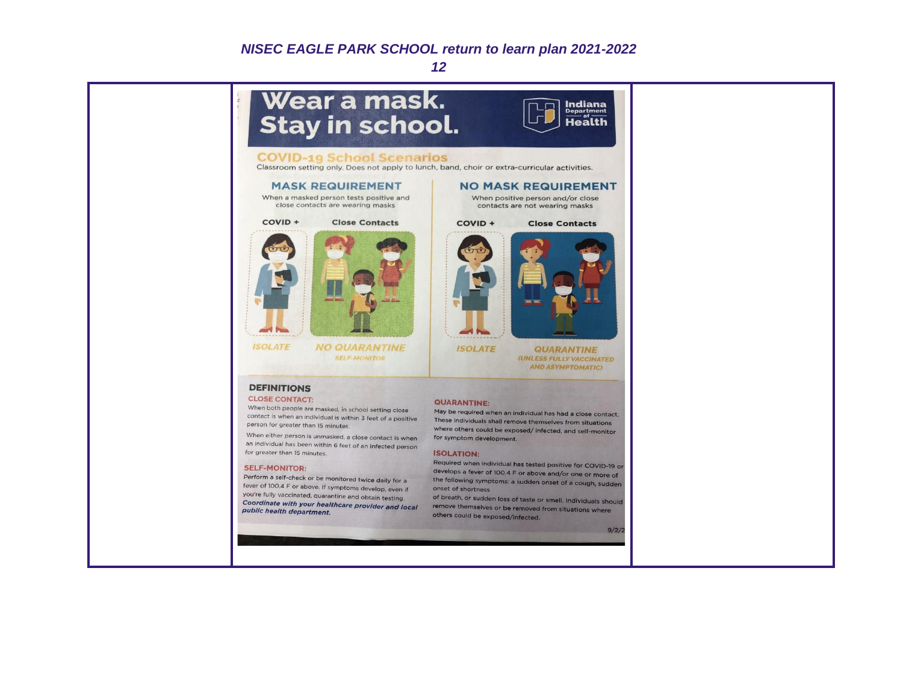# Wear a mask. Stay in school.

Indiana Department of Health

## COVID-19 School Scenarios

Classroom setting only. Does not apply to lunch, band, choir or extra-curricular activities.

### MASK REQUIREMENT

When a masked person tests positive and close contacts are wearing masks

| COVID + | Close Contacts |
| --- | --- |
| ISOLATE | NO QUARANTINE<br>SELF-MONITOR |

### NO MASK REQUIREMENT

When positive person and/or close contacts are not wearing masks

| COVID + | Close Contacts |
| --- | --- |
| ISOLATE | QUARANTINE<br>(UNLESS FULLY VACCINATED AND ASYMPTOMATIC) |

### DEFINITIONS

**CLOSE CONTACT:**

When both people are masked, in school setting close contact is when an individual is within 3 feet of a positive person for greater than 15 minutes.

When either person is unmasked, a close contact is when an individual has been within 6 feet of an infected person for greater than 15 minutes.

**SELF-MONITOR:**

Perform a self-check or be monitored twice daily for a fever of 100.4 F or above. If symptoms develop, even if you're fully vaccinated, quarantine and obtain testing. ***Coordinate with your healthcare provider and local public health department.***

**QUARANTINE:**

May be required when an individual has had a close contact. These individuals shall remove themselves from situations where others could be exposed/ infected, and self-monitor for symptom development.

**ISOLATION:**

Required when individual has tested positive for COVID-19 or develops a fever of 100.4 F or above and/or one or more of the following symptoms: a sudden onset of a cough, sudden onset of shortness of breath, or sudden loss of taste or smell. Individuals should remove themselves or be removed from situations where others could be exposed/infected.

9/2/2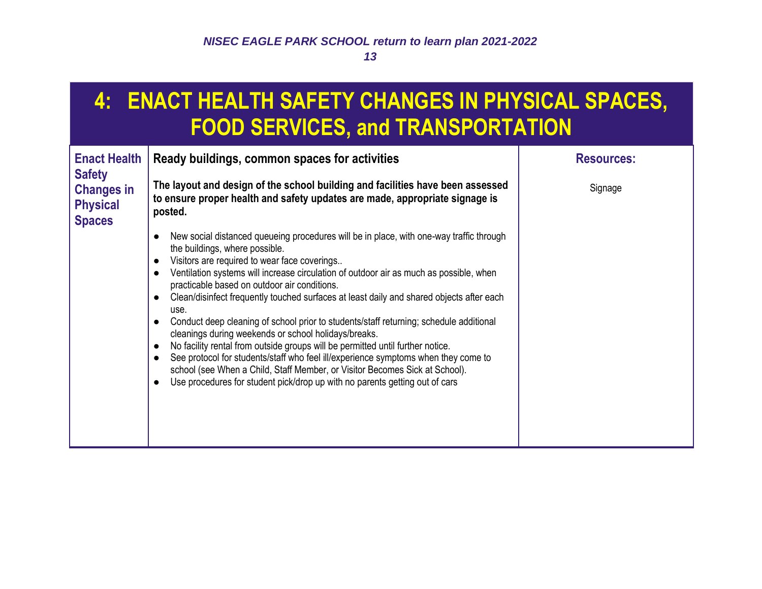# 4: ENACT HEALTH SAFETY CHANGES IN PHYSICAL SPACES, FOOD SERVICES, and TRANSPORTATION

| Enact Health Safety Changes in Physical Spaces | Ready buildings, common spaces for activities | Resources: |
|---|---|---|
| | **The layout and design of the school building and facilities have been assessed to ensure proper health and safety updates are made, appropriate signage is posted.**<br><br>● New social distanced queueing procedures will be in place, with one-way traffic through the buildings, where possible.<br>● Visitors are required to wear face coverings..<br>● Ventilation systems will increase circulation of outdoor air as much as possible, when practicable based on outdoor air conditions.<br>● Clean/disinfect frequently touched surfaces at least daily and shared objects after each use.<br>● Conduct deep cleaning of school prior to students/staff returning; schedule additional cleanings during weekends or school holidays/breaks.<br>● No facility rental from outside groups will be permitted until further notice.<br>● See protocol for students/staff who feel ill/experience symptoms when they come to school (see When a Child, Staff Member, or Visitor Becomes Sick at School).<br>● Use procedures for student pick/drop up with no parents getting out of cars | Signage |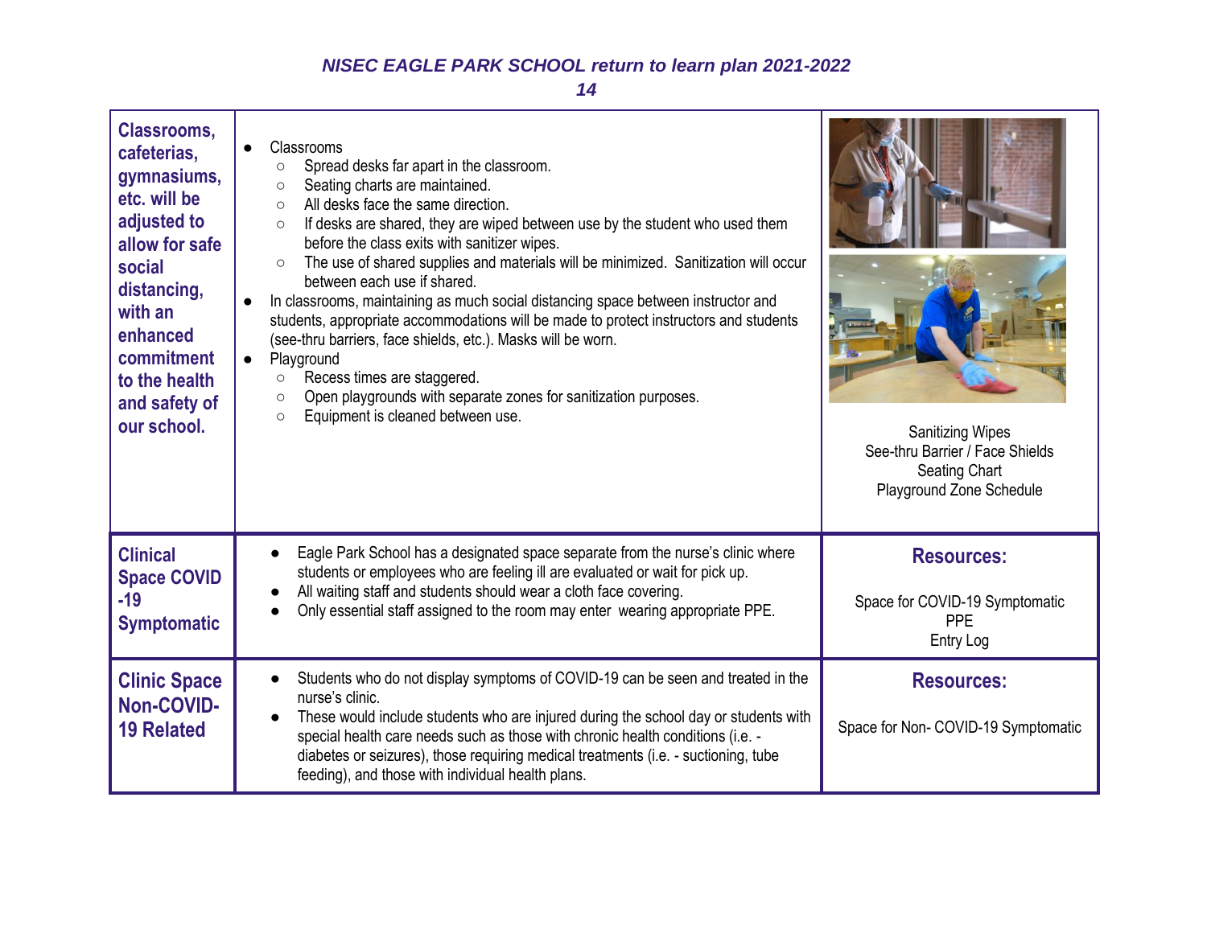| Classrooms, cafeterias, gymnasiums, etc. will be adjusted to allow for safe social distancing, with an enhanced commitment to the health and safety of our school. | <ul><li>Classrooms<ul><li>Spread desks far apart in the classroom.</li><li>Seating charts are maintained.</li><li>All desks face the same direction.</li><li>If desks are shared, they are wiped between use by the student who used them before the class exits with sanitizer wipes.</li><li>The use of shared supplies and materials will be minimized. Sanitization will occur between each use if shared.</li></ul></li><li>In classrooms, maintaining as much social distancing space between instructor and students, appropriate accommodations will be made to protect instructors and students (see-thru barriers, face shields, etc.). Masks will be worn.</li><li>Playground<ul><li>Recess times are staggered.</li><li>Open playgrounds with separate zones for sanitization purposes.</li><li>Equipment is cleaned between use.</li></ul></li></ul> | Sanitizing Wipes<br>See-thru Barrier / Face Shields<br>Seating Chart<br>Playground Zone Schedule |
|---|---|---|
| **Clinical Space COVID-19 Symptomatic** | <ul><li>Eagle Park School has a designated space separate from the nurse's clinic where students or employees who are feeling ill are evaluated or wait for pick up.</li><li>All waiting staff and students should wear a cloth face covering.</li><li>Only essential staff assigned to the room may enter wearing appropriate PPE.</li></ul> | **Resources:**<br><br>Space for COVID-19 Symptomatic<br>PPE<br>Entry Log |
| **Clinic Space Non-COVID-19 Related** | <ul><li>Students who do not display symptoms of COVID-19 can be seen and treated in the nurse's clinic.</li><li>These would include students who are injured during the school day or students with special health care needs such as those with chronic health conditions (i.e. - diabetes or seizures), those requiring medical treatments (i.e. - suctioning, tube feeding), and those with individual health plans.</li></ul> | **Resources:**<br><br>Space for Non- COVID-19 Symptomatic |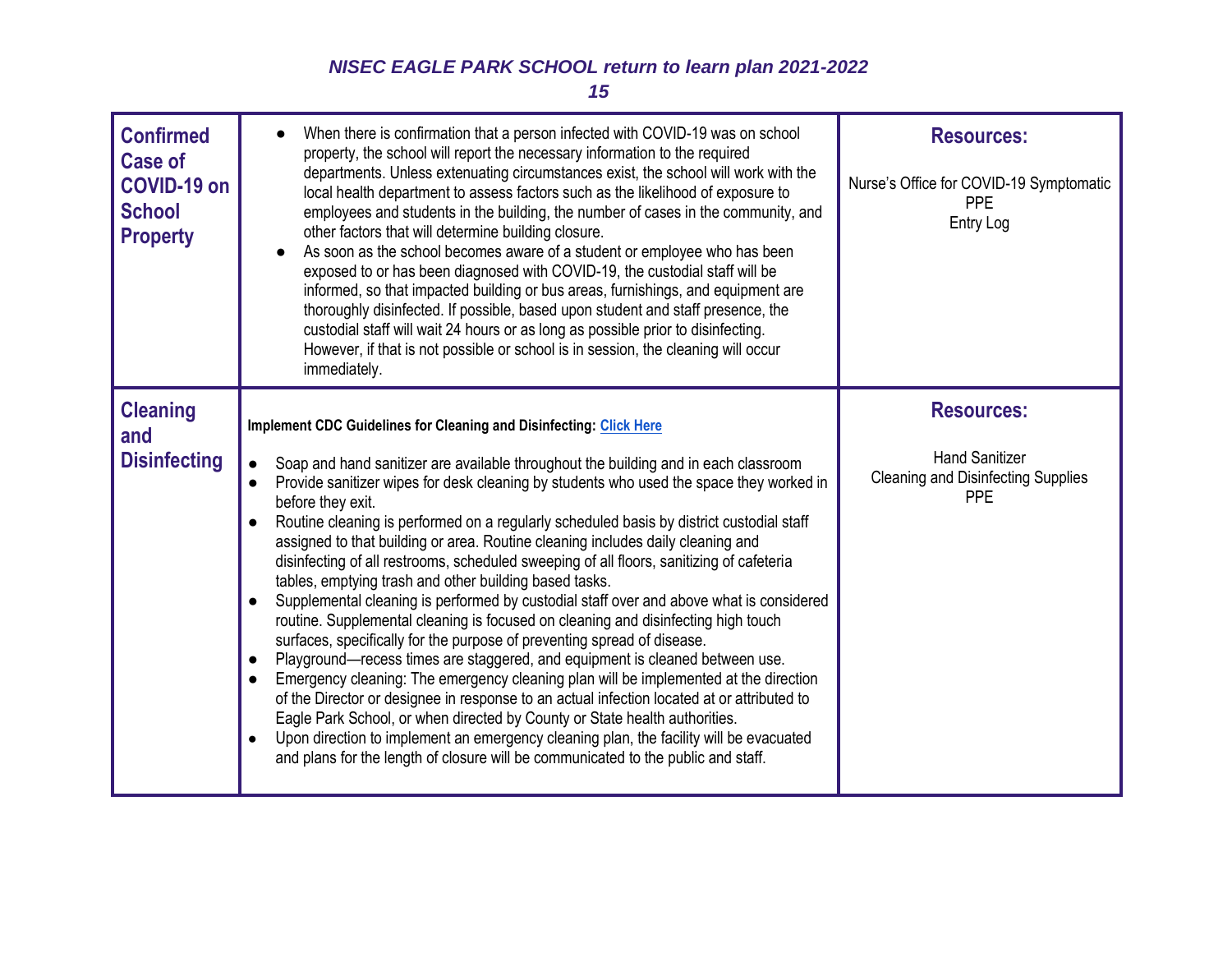| Confirmed Case of COVID-19 on School Property | • When there is confirmation that a person infected with COVID-19 was on school property, the school will report the necessary information to the required departments. Unless extenuating circumstances exist, the school will work with the local health department to assess factors such as the likelihood of exposure to employees and students in the building, the number of cases in the community, and other factors that will determine building closure.<br>• As soon as the school becomes aware of a student or employee who has been exposed to or has been diagnosed with COVID-19, the custodial staff will be informed, so that impacted building or bus areas, furnishings, and equipment are thoroughly disinfected. If possible, based upon student and staff presence, the custodial staff will wait 24 hours or as long as possible prior to disinfecting. However, if that is not possible or school is in session, the cleaning will occur immediately. | **Resources:**<br><br>Nurse's Office for COVID-19 Symptomatic<br>PPE<br>Entry Log |
|---|---|---|
| **Cleaning and Disinfecting** | **Implement CDC Guidelines for Cleaning and Disinfecting: Click Here**<br><br>• Soap and hand sanitizer are available throughout the building and in each classroom<br>• Provide sanitizer wipes for desk cleaning by students who used the space they worked in before they exit.<br>• Routine cleaning is performed on a regularly scheduled basis by district custodial staff assigned to that building or area. Routine cleaning includes daily cleaning and disinfecting of all restrooms, scheduled sweeping of all floors, sanitizing of cafeteria tables, emptying trash and other building based tasks.<br>• Supplemental cleaning is performed by custodial staff over and above what is considered routine. Supplemental cleaning is focused on cleaning and disinfecting high touch surfaces, specifically for the purpose of preventing spread of disease.<br>• Playground—recess times are staggered, and equipment is cleaned between use.<br>• Emergency cleaning: The emergency cleaning plan will be implemented at the direction of the Director or designee in response to an actual infection located at or attributed to Eagle Park School, or when directed by County or State health authorities.<br>• Upon direction to implement an emergency cleaning plan, the facility will be evacuated and plans for the length of closure will be communicated to the public and staff. | **Resources:**<br><br>Hand Sanitizer<br>Cleaning and Disinfecting Supplies<br>PPE |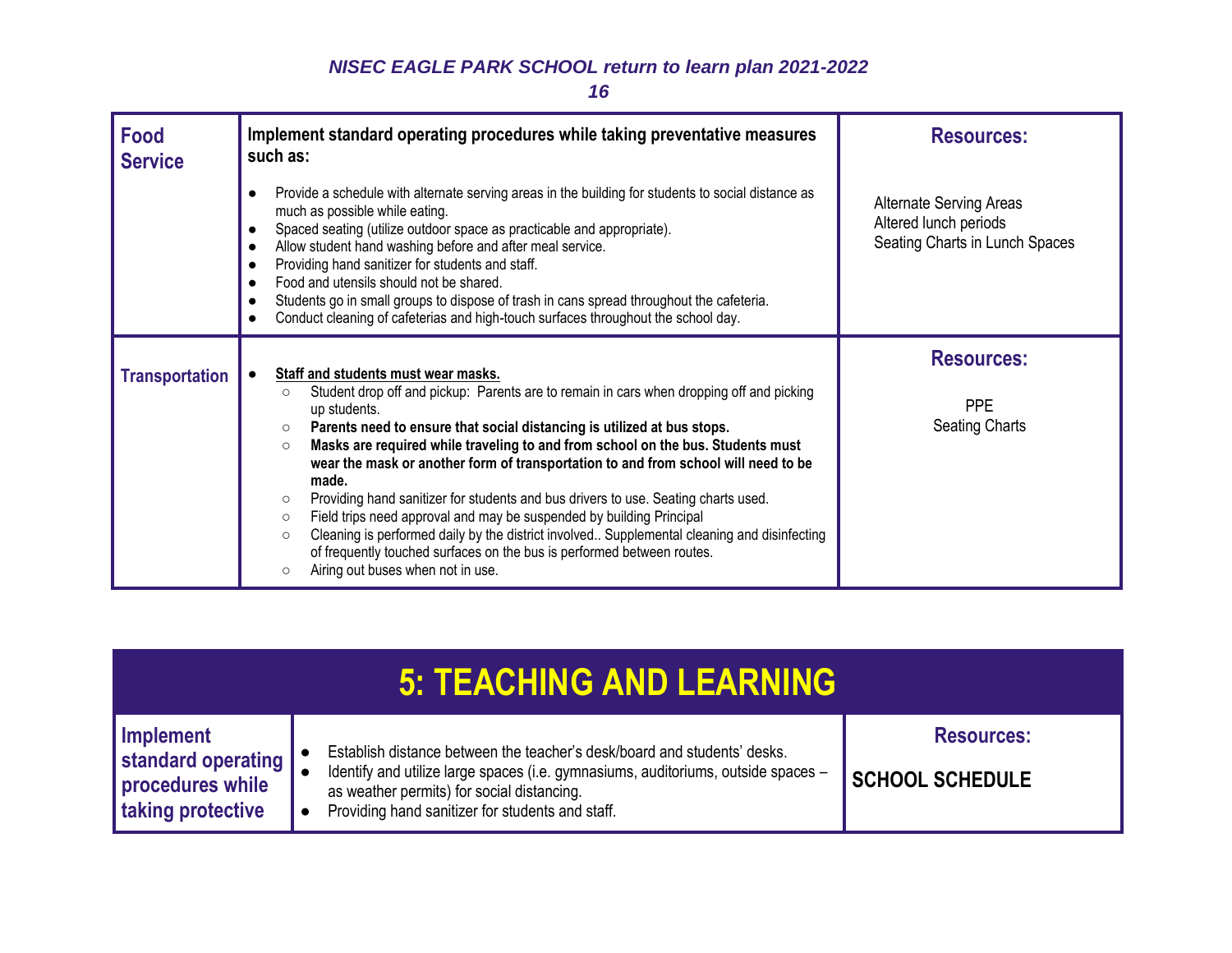| Food Service | **Implement standard operating procedures while taking preventative measures such as:**<br><br>• Provide a schedule with alternate serving areas in the building for students to social distance as much as possible while eating.<br>• Spaced seating (utilize outdoor space as practicable and appropriate).<br>• Allow student hand washing before and after meal service.<br>• Providing hand sanitizer for students and staff.<br>• Food and utensils should not be shared.<br>• Students go in small groups to dispose of trash in cans spread throughout the cafeteria.<br>• Conduct cleaning of cafeterias and high-touch surfaces throughout the school day. | **Resources:**<br><br>Alternate Serving Areas<br>Altered lunch periods<br>Seating Charts in Lunch Spaces |
|---|---|---|
| Transportation | • **Staff and students must wear masks.**<br>  ○ Student drop off and pickup: Parents are to remain in cars when dropping off and picking up students.<br>  ○ **Parents need to ensure that social distancing is utilized at bus stops.**<br>  ○ **Masks are required while traveling to and from school on the bus. Students must wear the mask or another form of transportation to and from school will need to be made.**<br>  ○ Providing hand sanitizer for students and bus drivers to use. Seating charts used.<br>  ○ Field trips need approval and may be suspended by building Principal<br>  ○ Cleaning is performed daily by the district involved.. Supplemental cleaning and disinfecting of frequently touched surfaces on the bus is performed between routes.<br>  ○ Airing out buses when not in use. | **Resources:**<br><br>PPE<br>Seating Charts |

# 5: TEACHING AND LEARNING

| Implement standard operating procedures while taking protective | • Establish distance between the teacher's desk/board and students' desks.<br>• Identify and utilize large spaces (i.e. gymnasiums, auditoriums, outside spaces – as weather permits) for social distancing.<br>• Providing hand sanitizer for students and staff. | **Resources:**<br><br>**SCHOOL SCHEDULE** |
|---|---|---|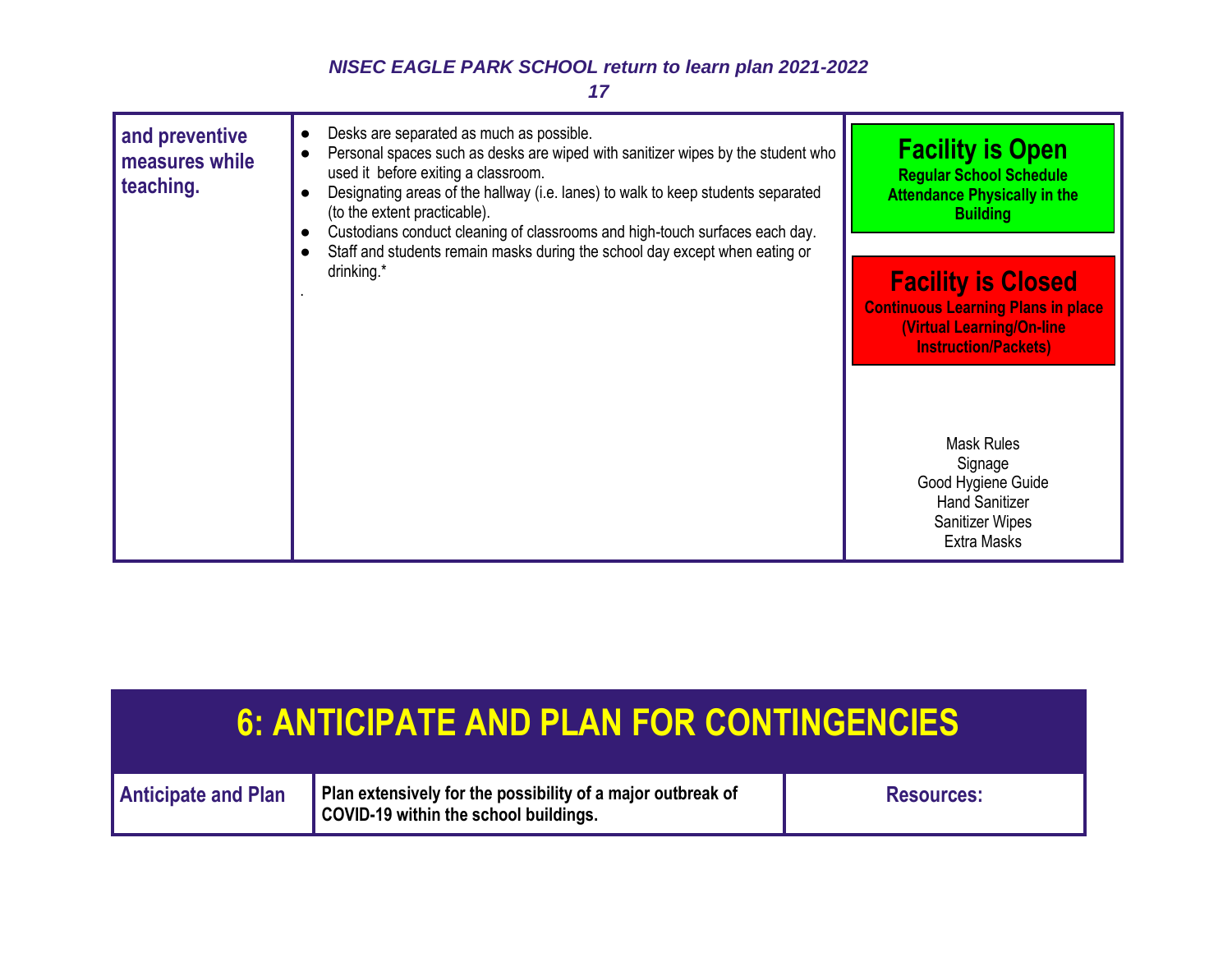| and preventive measures while teaching. | <ul><li>Desks are separated as much as possible.</li><li>Personal spaces such as desks are wiped with sanitizer wipes by the student who used it before exiting a classroom.</li><li>Designating areas of the hallway (i.e. lanes) to walk to keep students separated (to the extent practicable).</li><li>Custodians conduct cleaning of classrooms and high-touch surfaces each day.</li><li>Staff and students remain masks during the school day except when eating or drinking.*</li></ul>. | **Facility is Open**<br>**Regular School Schedule Attendance Physically in the Building**<br><br>**Facility is Closed**<br>**Continuous Learning Plans in place (Virtual Learning/On-line Instruction/Packets)**<br><br>Mask Rules<br>Signage<br>Good Hygiene Guide<br>Hand Sanitizer<br>Sanitizer Wipes<br>Extra Masks |
|---|---|---|

# 6: ANTICIPATE AND PLAN FOR CONTINGENCIES

| Anticipate and Plan | Plan extensively for the possibility of a major outbreak of COVID-19 within the school buildings. | Resources: |
|---|---|---|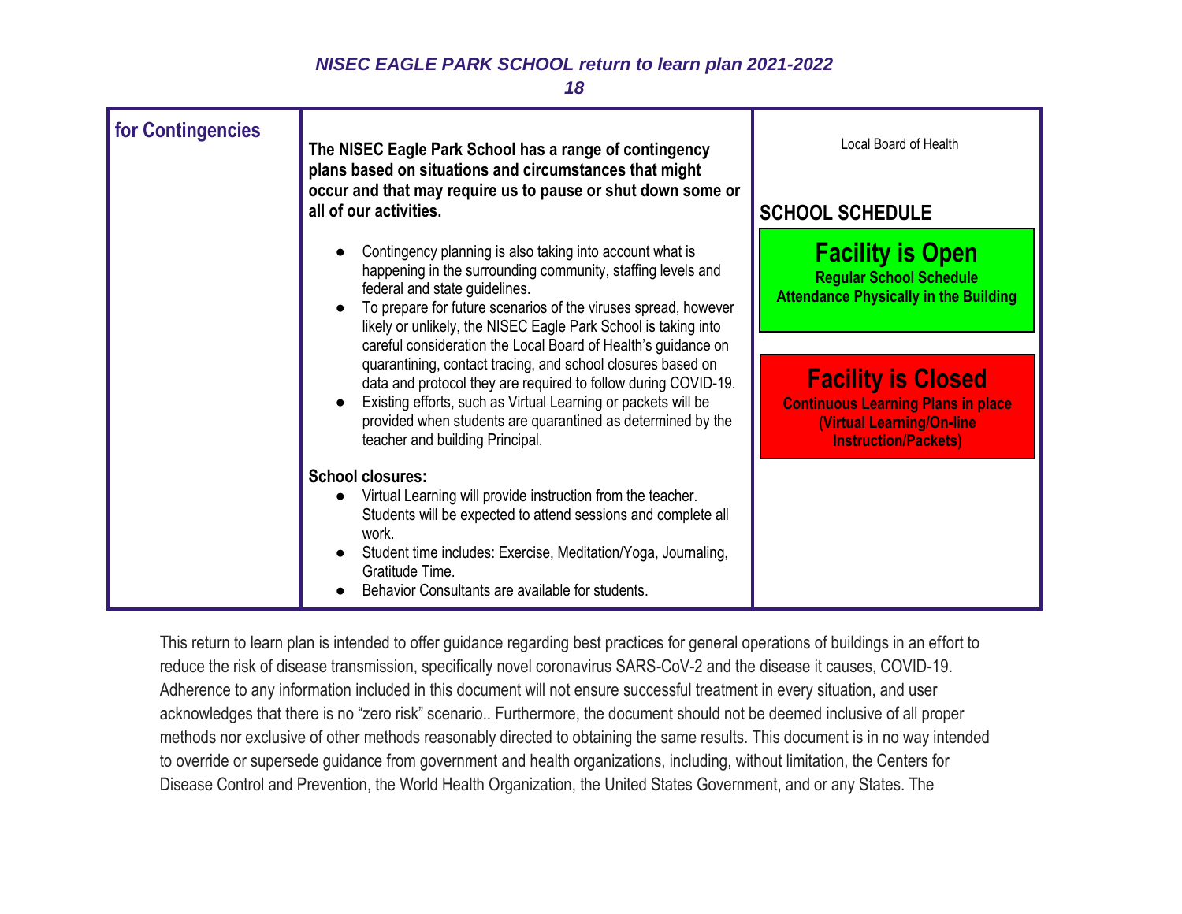| for Contingencies | **The NISEC Eagle Park School has a range of contingency plans based on situations and circumstances that might occur and that may require us to pause or shut down some or all of our activities.**<br><br>• Contingency planning is also taking into account what is happening in the surrounding community, staffing levels and federal and state guidelines.<br>• To prepare for future scenarios of the viruses spread, however likely or unlikely, the NISEC Eagle Park School is taking into careful consideration the Local Board of Health's guidance on quarantining, contact tracing, and school closures based on data and protocol they are required to follow during COVID-19.<br>• Existing efforts, such as Virtual Learning or packets will be provided when students are quarantined as determined by the teacher and building Principal.<br><br>**School closures:**<br>• Virtual Learning will provide instruction from the teacher. Students will be expected to attend sessions and complete all work.<br>• Student time includes: Exercise, Meditation/Yoga, Journaling, Gratitude Time.<br>• Behavior Consultants are available for students. | Local Board of Health<br><br>**SCHOOL SCHEDULE**<br><br>**Facility is Open**<br>**Regular School Schedule**<br>**Attendance Physically in the Building**<br><br>**Facility is Closed**<br>**Continuous Learning Plans in place (Virtual Learning/On-line Instruction/Packets)** |
|---|---|---|

This return to learn plan is intended to offer guidance regarding best practices for general operations of buildings in an effort to reduce the risk of disease transmission, specifically novel coronavirus SARS-CoV-2 and the disease it causes, COVID-19. Adherence to any information included in this document will not ensure successful treatment in every situation, and user acknowledges that there is no "zero risk" scenario.. Furthermore, the document should not be deemed inclusive of all proper methods nor exclusive of other methods reasonably directed to obtaining the same results. This document is in no way intended to override or supersede guidance from government and health organizations, including, without limitation, the Centers for Disease Control and Prevention, the World Health Organization, the United States Government, and or any States. The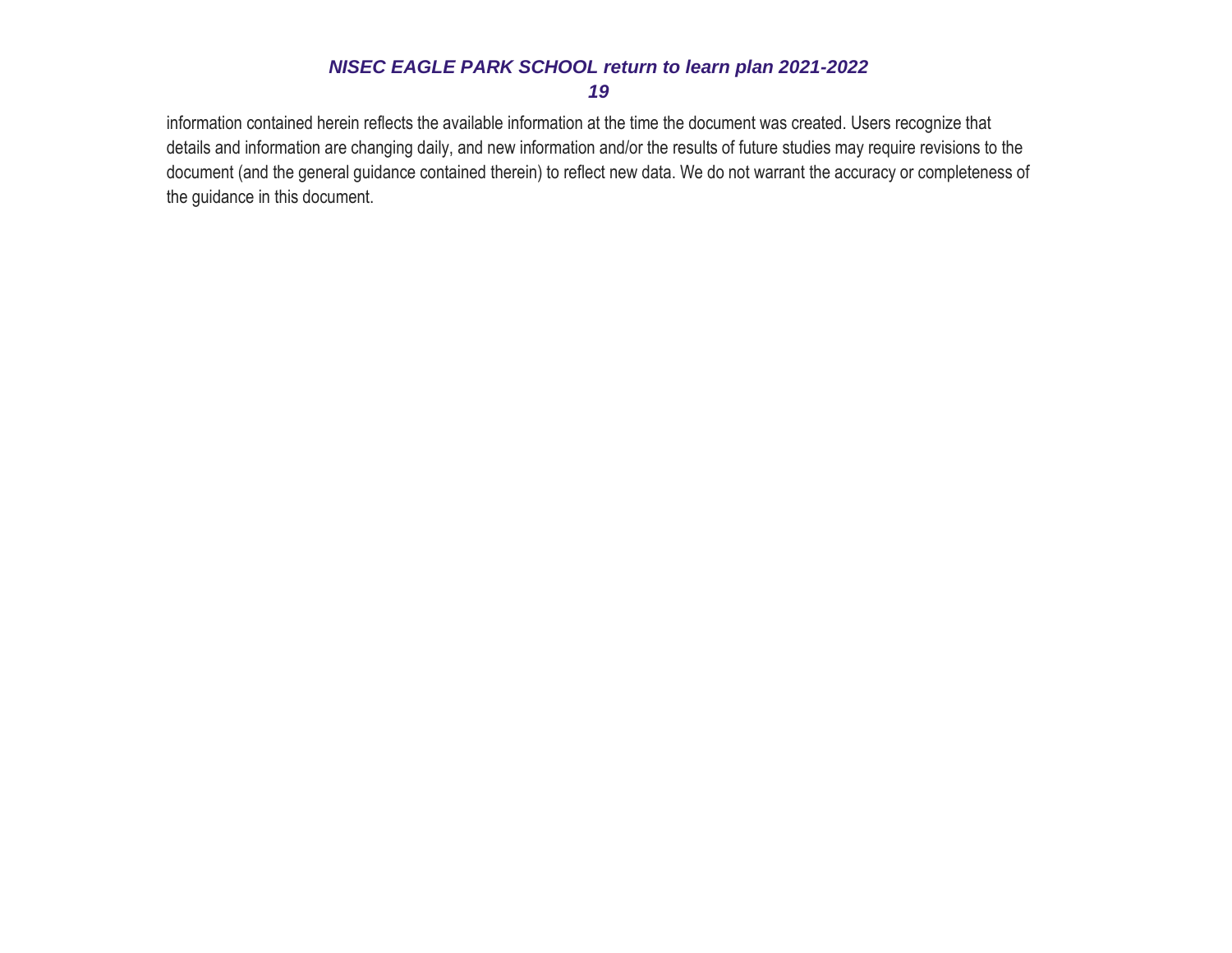information contained herein reflects the available information at the time the document was created. Users recognize that details and information are changing daily, and new information and/or the results of future studies may require revisions to the document (and the general guidance contained therein) to reflect new data. We do not warrant the accuracy or completeness of the guidance in this document.